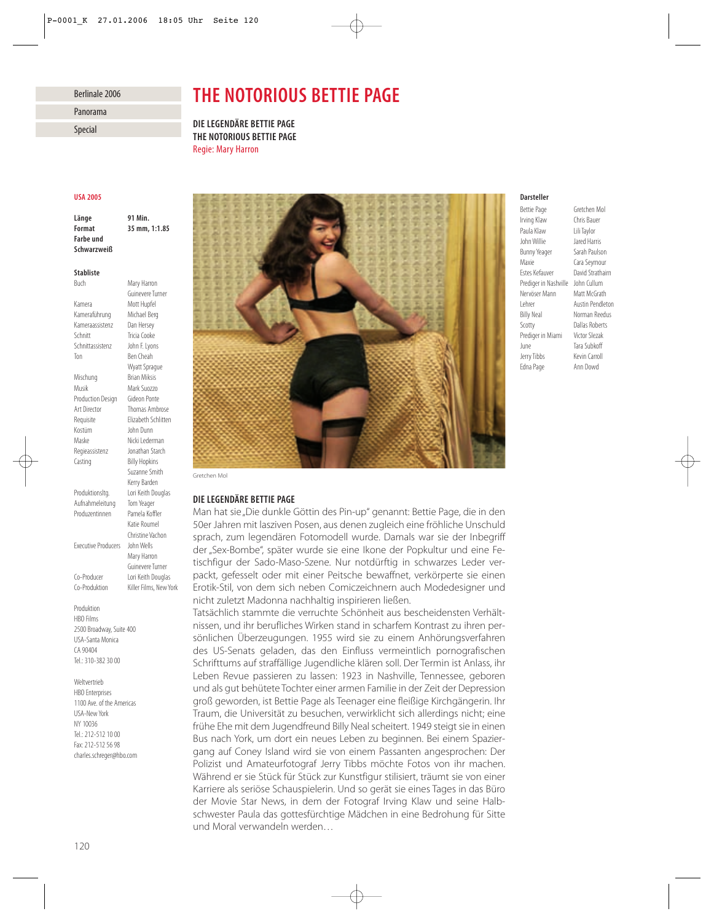Berlinale 2006

Panorama

Special

# THE NOTORIOUS BETTIE PAGE

**DIE LEGENDÄRE BETTIE PAGE**
**THE NOTORIOUS BETTIE PAGE**
Regie: Mary Harron

**USA 2005**

| | |
|---|---|
| **Länge** | **91 Min.** |
| **Format** | **35 mm, 1:1.85** |
| **Farbe und Schwarzweiß** | |

**Stabliste**

| | |
|---|---|
| Buch | Mary Harron, Guinevere Turner |
| Kamera | Mott Hupfel |
| Kameraführung | Michael Berg |
| Kameraassistenz | Dan Hersey |
| Schnitt | Tricia Cooke |
| Schnittassistenz | John F. Lyons |
| Ton | Ben Cheah, Wyatt Sprague |
| Mischung | Brian Miksis |
| Musik | Mark Suozzo |
| Production Design | Gideon Ponte |
| Art Director | Thomas Ambrose |
| Requisite | Elizabeth Schlitten |
| Kostüm | John Dunn |
| Maske | Nicki Lederman |
| Regieassistenz | Jonathan Starch |
| Casting | Billy Hopkins, Suzanne Smith, Kerry Barden |
| Produktionsltg. | Lori Keith Douglas |
| Aufnahmeleitung | Tom Yeager |
| Produzentinnen | Pamela Koffler, Katie Roumel, Christine Vachon |
| Executive Producers | John Wells, Mary Harron, Guinevere Turner |
| Co-Producer | Lori Keith Douglas |
| Co-Produktion | Killer Films, New York |

Produktion
HBO Films
2500 Broadway, Suite 400
USA-Santa Monica
CA 90404
Tel.: 310-382 30 00

Weltvertrieb
HBO Enterprises
1100 Ave. of the Americas
USA-New York
NY 10036
Tel.: 212-512 10 00
Fax: 212-512 56 98
charles.schreger@hbo.com

Gretchen Mol

**Darsteller**

| | |
|---|---|
| Bettie Page | Gretchen Mol |
| Irving Klaw | Chris Bauer |
| Paula Klaw | Lili Taylor |
| John Willie | Jared Harris |
| Bunny Yeager | Sarah Paulson |
| Maxie | Cara Seymour |
| Estes Kefauver | David Strathairn |
| Prediger in Nashville | John Cullum |
| Nervöser Mann | Matt McGrath |
| Lehrer | Austin Pendleton |
| Billy Neal | Norman Reedus |
| Scotty | Dallas Roberts |
| Prediger in Miami | Victor Slezak |
| June | Tara Subkoff |
| Jerry Tibbs | Kevin Carroll |
| Edna Page | Ann Dowd |

## DIE LEGENDÄRE BETTIE PAGE

Man hat sie „Die dunkle Göttin des Pin-up" genannt: Bettie Page, die in den 50er Jahren mit lasziven Posen, aus denen zugleich eine fröhliche Unschuld sprach, zum legendären Fotomodell wurde. Damals war sie der Inbegriff der „Sex-Bombe", später wurde sie eine Ikone der Popkultur und eine Fetischfigur der Sado-Maso-Szene. Nur notdürftig in schwarzes Leder verpackt, gefesselt oder mit einer Peitsche bewaffnet, verkörperte sie einen Erotik-Stil, von dem sich neben Comiczeichnern auch Modedesigner und nicht zuletzt Madonna nachhaltig inspirieren ließen.

Tatsächlich stammte die verruchte Schönheit aus bescheidensten Verhältnissen, und ihr berufliches Wirken stand in scharfem Kontrast zu ihren persönlichen Überzeugungen. 1955 wird sie zu einem Anhörungsverfahren des US-Senats geladen, das den Einfluss vermeintlich pornografischen Schrifttums auf straffällige Jugendliche klären soll. Der Termin ist Anlass, ihr Leben Revue passieren zu lassen: 1923 in Nashville, Tennessee, geboren und als gut behütete Tochter einer armen Familie in der Zeit der Depression groß geworden, ist Bettie Page als Teenager eine fleißige Kirchgängerin. Ihr Traum, die Universität zu besuchen, verwirklicht sich allerdings nicht; eine frühe Ehe mit dem Jugendfreund Billy Neal scheitert. 1949 steigt sie in einen Bus nach York, um dort ein neues Leben zu beginnen. Bei einem Spaziergang auf Coney Island wird sie von einem Passanten angesprochen: Der Polizist und Amateurfotograf Jerry Tibbs möchte Fotos von ihr machen. Während er sie Stück für Stück zur Kunstfigur stilisiert, träumt sie von einer Karriere als seriöse Schauspielerin. Und so gerät sie eines Tages in das Büro der Movie Star News, in dem der Fotograf Irving Klaw und seine Halbschwester Paula das gottesfürchtige Mädchen in eine Bedrohung für Sitte und Moral verwandeln werden…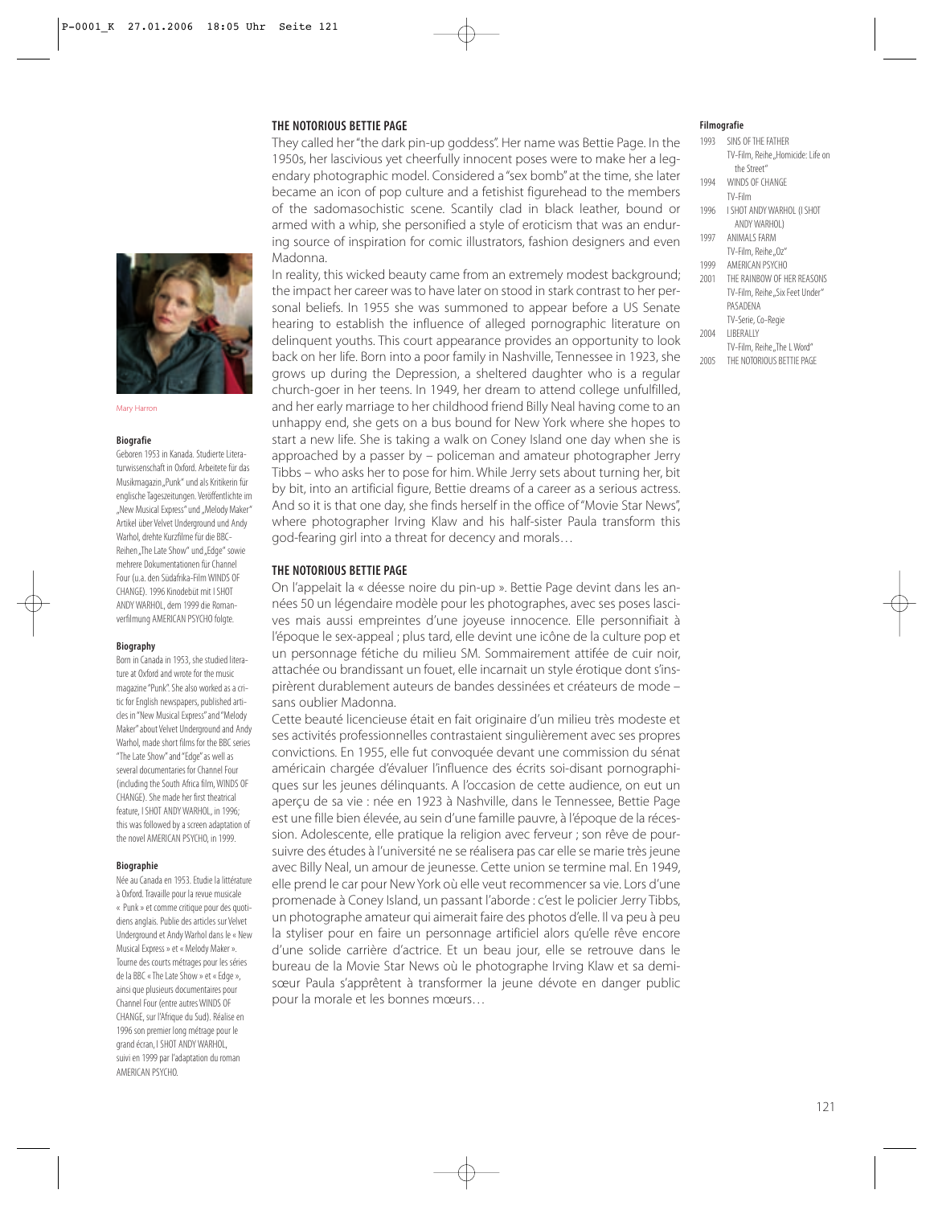Mary Harron

**Biografie**

Geboren 1953 in Kanada. Studierte Literaturwissenschaft in Oxford. Arbeitete für das Musikmagazin „Punk" und als Kritikerin für englische Tageszeitungen. Veröffentlichte im „New Musical Express" und „Melody Maker" Artikel über Velvet Underground und Andy Warhol, drehte Kurzfilme für die BBC-Reihen „The Late Show" und „Edge" sowie mehrere Dokumentationen für Channel Four (u.a. den Südafrika-Film WINDS OF CHANGE). 1996 Kinodebüt mit I SHOT ANDY WARHOL, dem 1999 die Romanverfilmung AMERICAN PSYCHO folgte.

**Biography**

Born in Canada in 1953, she studied literature at Oxford and wrote for the music magazine "Punk". She also worked as a critic for English newspapers, published articles in "New Musical Express" and "Melody Maker" about Velvet Underground and Andy Warhol, made short films for the BBC series "The Late Show" and "Edge" as well as several documentaries for Channel Four (including the South Africa film, WINDS OF CHANGE). She made her first theatrical feature, I SHOT ANDY WARHOL, in 1996; this was followed by a screen adaptation of the novel AMERICAN PSYCHO, in 1999.

**Biographie**

Née au Canada en 1953. Etudie la littérature à Oxford. Travaille pour la revue musicale « Punk » et comme critique pour des quotidiens anglais. Publie des articles sur Velvet Underground et Andy Warhol dans le « New Musical Express » et « Melody Maker ». Tourne des courts métrages pour les séries de la BBC « The Late Show » et « Edge », ainsi que plusieurs documentaires pour Channel Four (entre autres WINDS OF CHANGE, sur l'Afrique du Sud). Réalise en 1996 son premier long métrage pour le grand écran, I SHOT ANDY WARHOL, suivi en 1999 par l'adaptation du roman AMERICAN PSYCHO.

## THE NOTORIOUS BETTIE PAGE

They called her "the dark pin-up goddess". Her name was Bettie Page. In the 1950s, her lascivious yet cheerfully innocent poses were to make her a legendary photographic model. Considered a "sex bomb" at the time, she later became an icon of pop culture and a fetishist figurehead to the members of the sadomasochistic scene. Scantily clad in black leather, bound or armed with a whip, she personified a style of eroticism that was an enduring source of inspiration for comic illustrators, fashion designers and even Madonna.

In reality, this wicked beauty came from an extremely modest background; the impact her career was to have later on stood in stark contrast to her personal beliefs. In 1955 she was summoned to appear before a US Senate hearing to establish the influence of alleged pornographic literature on delinquent youths. This court appearance provides an opportunity to look back on her life. Born into a poor family in Nashville, Tennessee in 1923, she grows up during the Depression, a sheltered daughter who is a regular church-goer in her teens. In 1949, her dream to attend college unfulfilled, and her early marriage to her childhood friend Billy Neal having come to an unhappy end, she gets on a bus bound for New York where she hopes to start a new life. She is taking a walk on Coney Island one day when she is approached by a passer by – policeman and amateur photographer Jerry Tibbs – who asks her to pose for him. While Jerry sets about turning her, bit by bit, into an artificial figure, Bettie dreams of a career as a serious actress. And so it is that one day, she finds herself in the office of "Movie Star News", where photographer Irving Klaw and his half-sister Paula transform this god-fearing girl into a threat for decency and morals…

## THE NOTORIOUS BETTIE PAGE

On l'appelait la « déesse noire du pin-up ». Bettie Page devint dans les années 50 un légendaire modèle pour les photographes, avec ses poses lascives mais aussi empreintes d'une joyeuse innocence. Elle personnifiait à l'époque le sex-appeal ; plus tard, elle devint une icône de la culture pop et un personnage fétiche du milieu SM. Sommairement attifée de cuir noir, attachée ou brandissant un fouet, elle incarnait un style érotique dont s'inspirèrent durablement auteurs de bandes dessinées et créateurs de mode – sans oublier Madonna.

Cette beauté licencieuse était en fait originaire d'un milieu très modeste et ses activités professionnelles contrastaient singulièrement avec ses propres convictions. En 1955, elle fut convoquée devant une commission du sénat américain chargée d'évaluer l'influence des écrits soi-disant pornographiques sur les jeunes délinquants. A l'occasion de cette audience, on eut un aperçu de sa vie : née en 1923 à Nashville, dans le Tennessee, Bettie Page est une fille bien élevée, au sein d'une famille pauvre, à l'époque de la récession. Adolescente, elle pratique la religion avec ferveur ; son rêve de poursuivre des études à l'université ne se réalisera pas car elle se marie très jeune avec Billy Neal, un amour de jeunesse. Cette union se termine mal. En 1949, elle prend le car pour New York où elle veut recommencer sa vie. Lors d'une promenade à Coney Island, un passant l'aborde : c'est le policier Jerry Tibbs, un photographe amateur qui aimerait faire des photos d'elle. Il va peu à peu la styliser pour en faire un personnage artificiel alors qu'elle rêve encore d'une solide carrière d'actrice. Et un beau jour, elle se retrouve dans le bureau de la Movie Star News où le photographe Irving Klaw et sa demi-sœur Paula s'apprêtent à transformer la jeune dévote en danger public pour la morale et les bonnes mœurs…

**Filmografie**

- 1993 SINS OF THE FATHER
  TV-Film, Reihe „Homicide: Life on the Street"
- 1994 WINDS OF CHANGE
  TV-Film
- 1996 I SHOT ANDY WARHOL (I SHOT ANDY WARHOL)
- 1997 ANIMALS FARM
  TV-Film, Reihe „Oz"
- 1999 AMERICAN PSYCHO
- 2001 THE RAINBOW OF HER REASONS
  TV-Film, Reihe „Six Feet Under"
  PASADENA
  TV-Serie, Co-Regie
- 2004 LIBERALLY
  TV-Film, Reihe „The L Word"
- 2005 THE NOTORIOUS BETTIE PAGE